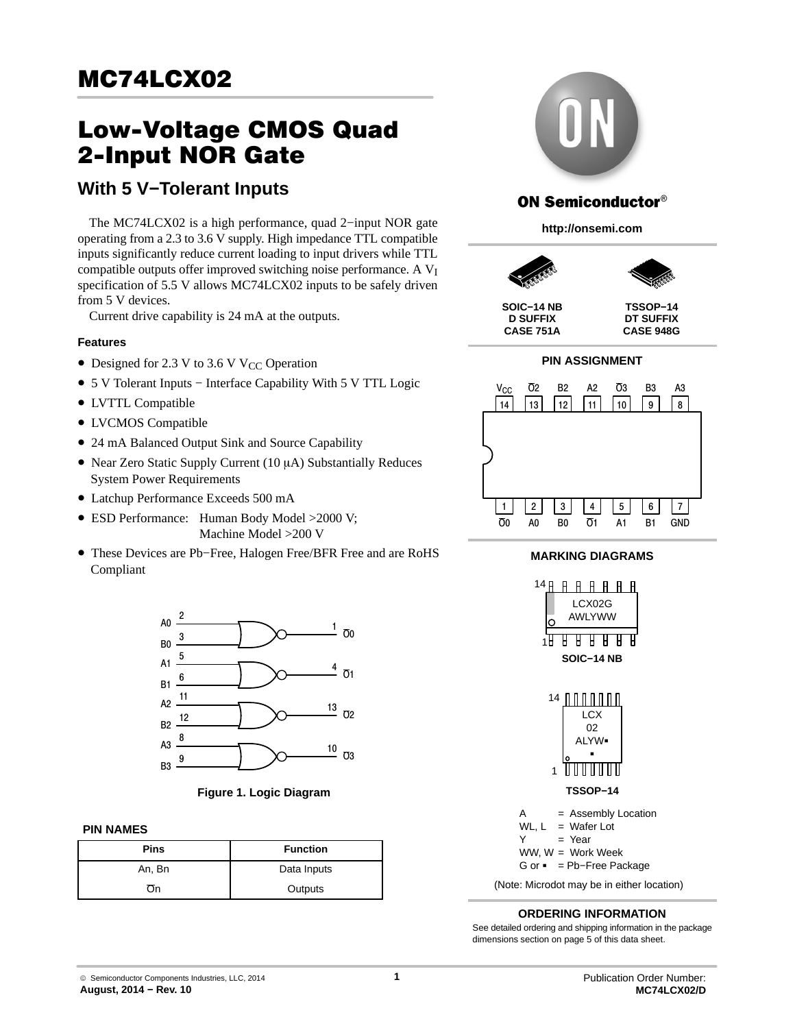# MC74LCX02

# Low-Voltage CMOS Quad 2-Input NOR Gate

## With 5 V−Tolerant Inputs

The MC74LCX02 is a high performance, quad 2−input NOR gate operating from a 2.3 to 3.6 V supply. High impedance TTL compatible inputs significantly reduce current loading to input drivers while TTL compatible outputs offer improved switching noise performance. A $V_I$ specification of 5.5 V allows MC74LCX02 inputs to be safely driven from 5 V devices.

Current drive capability is 24 mA at the outputs.

### Features

- Designed for 2.3 V to 3.6 V $V_{CC}$ Operation
- 5 V Tolerant Inputs − Interface Capability With 5 V TTL Logic
- LVTTL Compatible
- LVCMOS Compatible
- 24 mA Balanced Output Sink and Source Capability
- Near Zero Static Supply Current (10 μA) Substantially Reduces System Power Requirements
- Latchup Performance Exceeds 500 mA
- ESD Performance: Human Body Model >2000 V; Machine Model >200 V
- These Devices are Pb−Free, Halogen Free/BFR Free and are RoHS Compliant

A0 (2), B0 (3) → $\overline{O0}$ (1)
A1 (5), B1 (6) → $\overline{O1}$ (4)
A2 (11), B2 (12) → $\overline{O2}$ (13)
A3 (8), B3 (9) → $\overline{O3}$ (10)

**Figure 1. Logic Diagram**

**PIN NAMES**

| Pins | Function |
| --- | --- |
| An, Bn | Data Inputs |
| $\overline{On}$ | Outputs |

**ON Semiconductor®**

**http://onsemi.com**

| SOIC−14 NB<br>D SUFFIX<br>CASE 751A | TSSOP−14<br>DT SUFFIX<br>CASE 948G |
| --- | --- |

**PIN ASSIGNMENT**

| Pin | Name | Pin | Name |
| --- | --- | --- | --- |
| 1 | $\overline{O0}$ | 14 | $V_{CC}$ |
| 2 | A0 | 13 | $\overline{O2}$ |
| 3 | B0 | 12 | B2 |
| 4 | $\overline{O1}$ | 11 | A2 |
| 5 | A1 | 10 | $\overline{O3}$ |
| 6 | B1 | 9 | B3 |
| 7 | GND | 8 | A3 |

**MARKING DIAGRAMS**

SOIC−14 NB: LCX02G AWLYWW

TSSOP−14: LCX 02 ALYW▪ ▪

A = Assembly Location
WL, L = Wafer Lot
Y = Year
WW, W = Work Week
G or ▪ = Pb−Free Package

(Note: Microdot may be in either location)

**ORDERING INFORMATION**

See detailed ordering and shipping information in the package dimensions section on page 5 of this data sheet.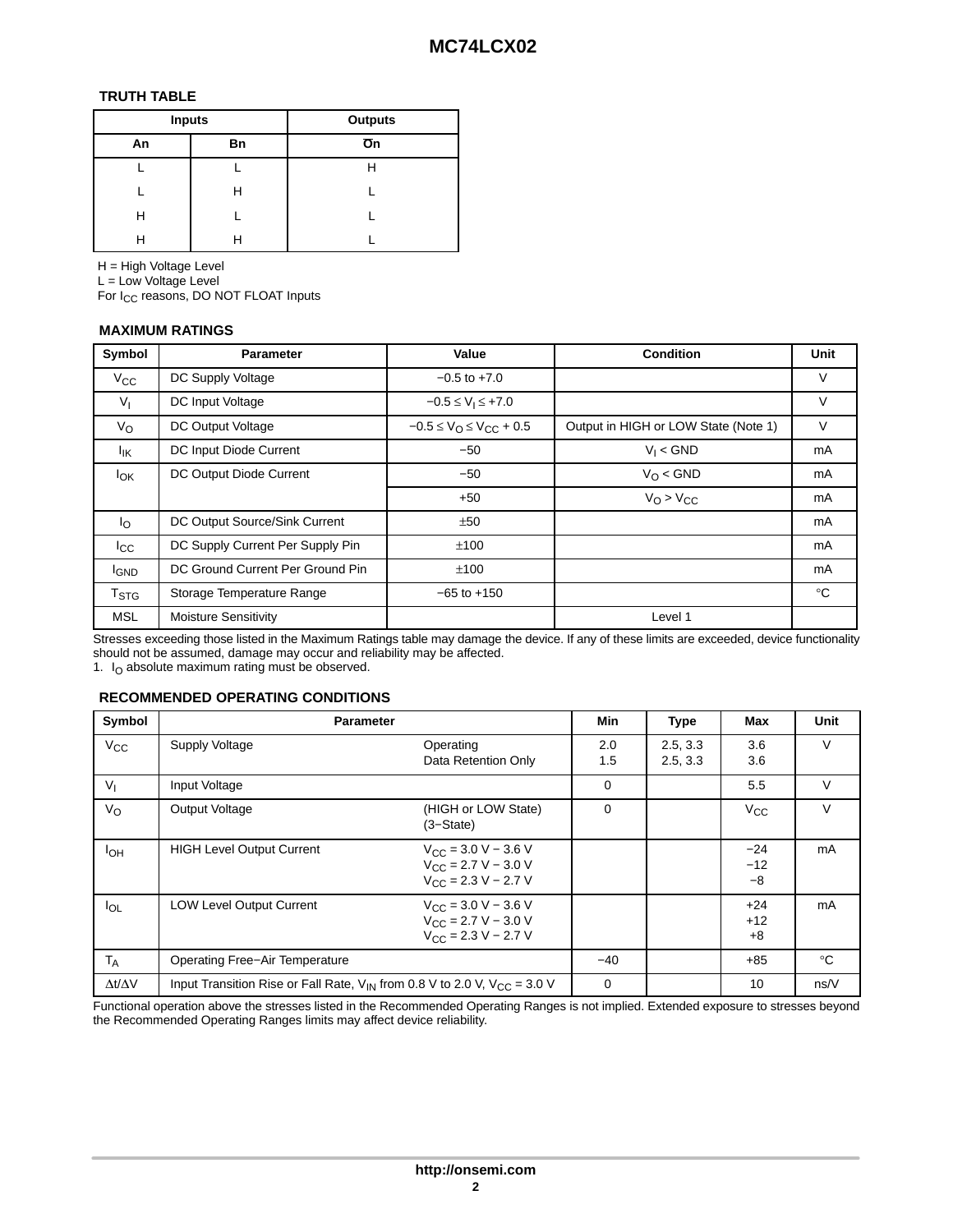### TRUTH TABLE

| Inputs | | Outputs |
|---|---|---|
| An | Bn | $\overline{On}$ |
| L | L | H |
| L | H | L |
| H | L | L |
| H | H | L |

H = High Voltage Level
L = Low Voltage Level
For $I_{CC}$ reasons, DO NOT FLOAT Inputs

### MAXIMUM RATINGS

| Symbol | Parameter | Value | Condition | Unit |
|---|---|---|---|---|
| $V_{CC}$ | DC Supply Voltage | −0.5 to +7.0 | | V |
| $V_I$ | DC Input Voltage | $-0.5 \le V_I \le +7.0$ | | V |
| $V_O$ | DC Output Voltage | $-0.5 \le V_O \le V_{CC} + 0.5$ | Output in HIGH or LOW State (Note 1) | V |
| $I_{IK}$ | DC Input Diode Current | −50 | $V_I$ < GND | mA |
| $I_{OK}$ | DC Output Diode Current | −50 | $V_O$ < GND | mA |
| | | +50 | $V_O > V_{CC}$ | mA |
| $I_O$ | DC Output Source/Sink Current | ±50 | | mA |
| $I_{CC}$ | DC Supply Current Per Supply Pin | ±100 | | mA |
| $I_{GND}$ | DC Ground Current Per Ground Pin | ±100 | | mA |
| $T_{STG}$ | Storage Temperature Range | −65 to +150 | | °C |
| MSL | Moisture Sensitivity | | Level 1 | |

Stresses exceeding those listed in the Maximum Ratings table may damage the device. If any of these limits are exceeded, device functionality should not be assumed, damage may occur and reliability may be affected.
1. $I_O$ absolute maximum rating must be observed.

### RECOMMENDED OPERATING CONDITIONS

| Symbol | Parameter | | Min | Type | Max | Unit |
|---|---|---|---|---|---|---|
| $V_{CC}$ | Supply Voltage | Operating<br>Data Retention Only | 2.0<br>1.5 | 2.5, 3.3<br>2.5, 3.3 | 3.6<br>3.6 | V |
| $V_I$ | Input Voltage | | 0 | | 5.5 | V |
| $V_O$ | Output Voltage | (HIGH or LOW State)<br>(3−State) | 0 | | $V_{CC}$ | V |
| $I_{OH}$ | HIGH Level Output Current | $V_{CC}$ = 3.0 V − 3.6 V<br>$V_{CC}$ = 2.7 V − 3.0 V<br>$V_{CC}$ = 2.3 V − 2.7 V | | | −24<br>−12<br>−8 | mA |
| $I_{OL}$ | LOW Level Output Current | $V_{CC}$ = 3.0 V − 3.6 V<br>$V_{CC}$ = 2.7 V − 3.0 V<br>$V_{CC}$ = 2.3 V − 2.7 V | | | +24<br>+12<br>+8 | mA |
| $T_A$ | Operating Free−Air Temperature | | −40 | | +85 | °C |
| $\Delta t/\Delta V$ | Input Transition Rise or Fall Rate, $V_{IN}$ from 0.8 V to 2.0 V, $V_{CC}$ = 3.0 V | | 0 | | 10 | ns/V |

Functional operation above the stresses listed in the Recommended Operating Ranges is not implied. Extended exposure to stresses beyond the Recommended Operating Ranges limits may affect device reliability.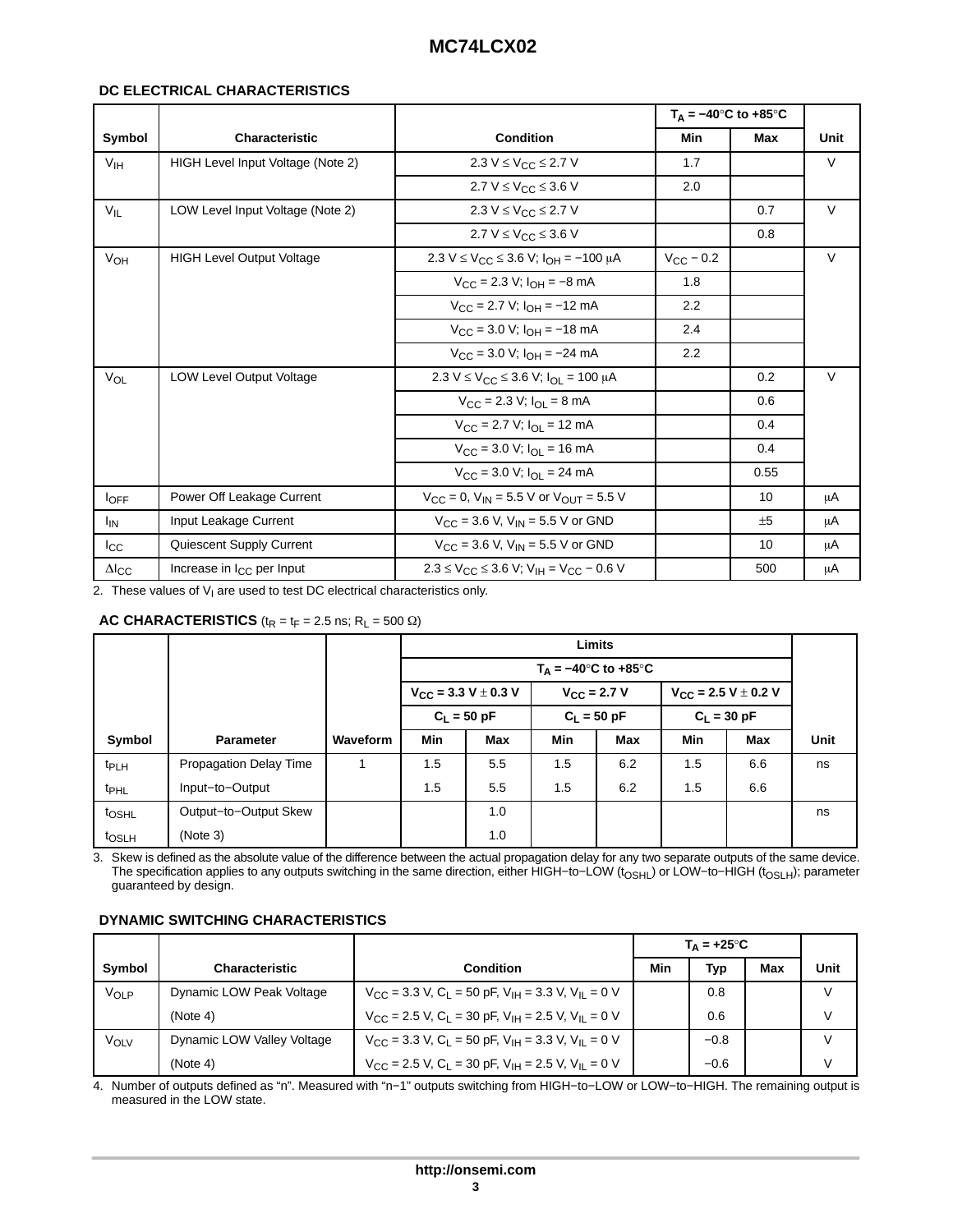### DC ELECTRICAL CHARACTERISTICS

| Symbol | Characteristic | Condition | $T_A$ = −40°C to +85°C | | Unit |
|---|---|---|---|---|---|
| | | | Min | Max | |
| $V_{IH}$ | HIGH Level Input Voltage (Note 2) | 2.3 V ≤ $V_{CC}$ ≤ 2.7 V | 1.7 | | V |
| | | 2.7 V ≤ $V_{CC}$ ≤ 3.6 V | 2.0 | | |
| $V_{IL}$ | LOW Level Input Voltage (Note 2) | 2.3 V ≤ $V_{CC}$ ≤ 2.7 V | | 0.7 | V |
| | | 2.7 V ≤ $V_{CC}$ ≤ 3.6 V | | 0.8 | |
| $V_{OH}$ | HIGH Level Output Voltage | 2.3 V ≤ $V_{CC}$ ≤ 3.6 V; $I_{OH}$ = −100 μA | $V_{CC}$ − 0.2 | | V |
| | | $V_{CC}$ = 2.3 V; $I_{OH}$ = −8 mA | 1.8 | | |
| | | $V_{CC}$ = 2.7 V; $I_{OH}$ = −12 mA | 2.2 | | |
| | | $V_{CC}$ = 3.0 V; $I_{OH}$ = −18 mA | 2.4 | | |
| | | $V_{CC}$ = 3.0 V; $I_{OH}$ = −24 mA | 2.2 | | |
| $V_{OL}$ | LOW Level Output Voltage | 2.3 V ≤ $V_{CC}$ ≤ 3.6 V; $I_{OL}$ = 100 μA | | 0.2 | V |
| | | $V_{CC}$ = 2.3 V; $I_{OL}$ = 8 mA | | 0.6 | |
| | | $V_{CC}$ = 2.7 V; $I_{OL}$ = 12 mA | | 0.4 | |
| | | $V_{CC}$ = 3.0 V; $I_{OL}$ = 16 mA | | 0.4 | |
| | | $V_{CC}$ = 3.0 V; $I_{OL}$ = 24 mA | | 0.55 | |
| $I_{OFF}$ | Power Off Leakage Current | $V_{CC}$ = 0, $V_{IN}$ = 5.5 V or $V_{OUT}$ = 5.5 V | | 10 | μA |
| $I_{IN}$ | Input Leakage Current | $V_{CC}$ = 3.6 V, $V_{IN}$ = 5.5 V or GND | | ±5 | μA |
| $I_{CC}$ | Quiescent Supply Current | $V_{CC}$ = 3.6 V, $V_{IN}$ = 5.5 V or GND | | 10 | μA |
| $\Delta I_{CC}$ | Increase in $I_{CC}$ per Input | 2.3 ≤ $V_{CC}$ ≤ 3.6 V; $V_{IH}$ = $V_{CC}$ − 0.6 V | | 500 | μA |

2. These values of $V_I$ are used to test DC electrical characteristics only.

### AC CHARACTERISTICS ($t_R$ = $t_F$ = 2.5 ns; $R_L$ = 500 Ω)

| Symbol | Parameter | Waveform | Limits | | | | | | Unit |
|---|---|---|---|---|---|---|---|---|---|
| | | | $T_A$ = −40°C to +85°C | | | | | | |
| | | | $V_{CC}$ = 3.3 V ± 0.3 V | | $V_{CC}$ = 2.7 V | | $V_{CC}$ = 2.5 V ± 0.2 V | | |
| | | | $C_L$ = 50 pF | | $C_L$ = 50 pF | | $C_L$ = 30 pF | | |
| | | | Min | Max | Min | Max | Min | Max | |
| $t_{PLH}$ | Propagation Delay Time | 1 | 1.5 | 5.5 | 1.5 | 6.2 | 1.5 | 6.6 | ns |
| $t_{PHL}$ | Input−to−Output | | 1.5 | 5.5 | 1.5 | 6.2 | 1.5 | 6.6 | |
| $t_{OSHL}$ | Output−to−Output Skew | | | 1.0 | | | | | ns |
| $t_{OSLH}$ | (Note 3) | | | 1.0 | | | | | |

3. Skew is defined as the absolute value of the difference between the actual propagation delay for any two separate outputs of the same device. The specification applies to any outputs switching in the same direction, either HIGH−to−LOW ($t_{OSHL}$) or LOW−to−HIGH ($t_{OSLH}$); parameter guaranteed by design.

### DYNAMIC SWITCHING CHARACTERISTICS

| Symbol | Characteristic | Condition | $T_A$ = +25°C | | | Unit |
|---|---|---|---|---|---|---|
| | | | Min | Typ | Max | |
| $V_{OLP}$ | Dynamic LOW Peak Voltage | $V_{CC}$ = 3.3 V, $C_L$ = 50 pF, $V_{IH}$ = 3.3 V, $V_{IL}$ = 0 V | | 0.8 | | V |
| | (Note 4) | $V_{CC}$ = 2.5 V, $C_L$ = 30 pF, $V_{IH}$ = 2.5 V, $V_{IL}$ = 0 V | | 0.6 | | V |
| $V_{OLV}$ | Dynamic LOW Valley Voltage | $V_{CC}$ = 3.3 V, $C_L$ = 50 pF, $V_{IH}$ = 3.3 V, $V_{IL}$ = 0 V | | −0.8 | | V |
| | (Note 4) | $V_{CC}$ = 2.5 V, $C_L$ = 30 pF, $V_{IH}$ = 2.5 V, $V_{IL}$ = 0 V | | −0.6 | | V |

4. Number of outputs defined as "n". Measured with "n−1" outputs switching from HIGH−to−LOW or LOW−to−HIGH. The remaining output is measured in the LOW state.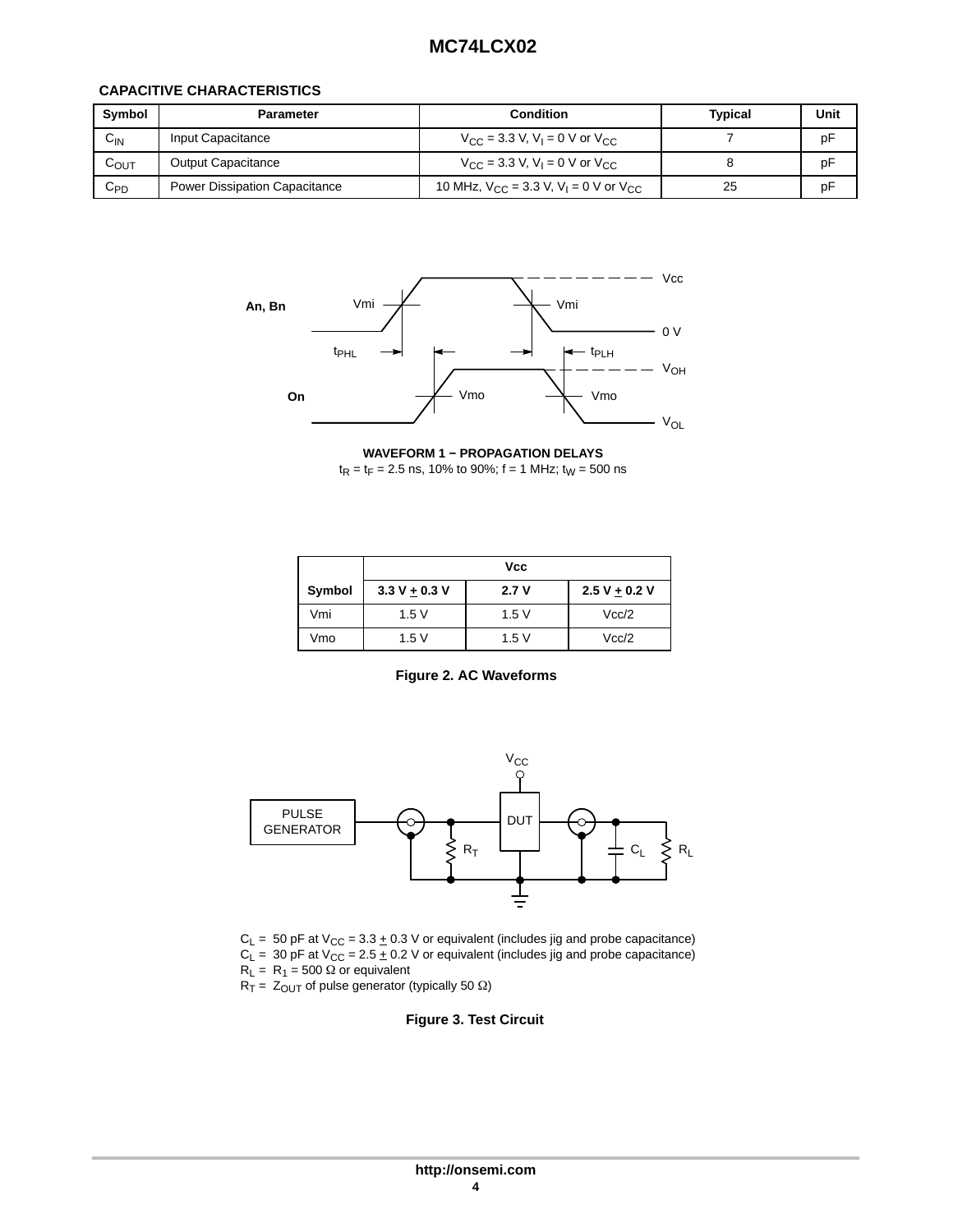**CAPACITIVE CHARACTERISTICS**

| Symbol | Parameter | Condition | Typical | Unit |
|---|---|---|---|---|
| $C_{IN}$ | Input Capacitance | $V_{CC}$ = 3.3 V, $V_I$ = 0 V or $V_{CC}$ | 7 | pF |
| $C_{OUT}$ | Output Capacitance | $V_{CC}$ = 3.3 V, $V_I$ = 0 V or $V_{CC}$ | 8 | pF |
| $C_{PD}$ | Power Dissipation Capacitance | 10 MHz, $V_{CC}$ = 3.3 V, $V_I$ = 0 V or $V_{CC}$ | 25 | pF |

**WAVEFORM 1 − PROPAGATION DELAYS**

$t_R$ = $t_F$ = 2.5 ns, 10% to 90%; f = 1 MHz; $t_W$ = 500 ns

| Symbol | Vcc | | |
|---|---|---|---|
| | 3.3 V ± 0.3 V | 2.7 V | 2.5 V ± 0.2 V |
| Vmi | 1.5 V | 1.5 V | Vcc/2 |
| Vmo | 1.5 V | 1.5 V | Vcc/2 |

**Figure 2. AC Waveforms**

$C_L$ = 50 pF at $V_{CC}$ = 3.3 ± 0.3 V or equivalent (includes jig and probe capacitance)
$C_L$ = 30 pF at $V_{CC}$ = 2.5 ± 0.2 V or equivalent (includes jig and probe capacitance)
$R_L$ = $R_1$ = 500 Ω or equivalent
$R_T$ = $Z_{OUT}$ of pulse generator (typically 50 Ω)

**Figure 3. Test Circuit**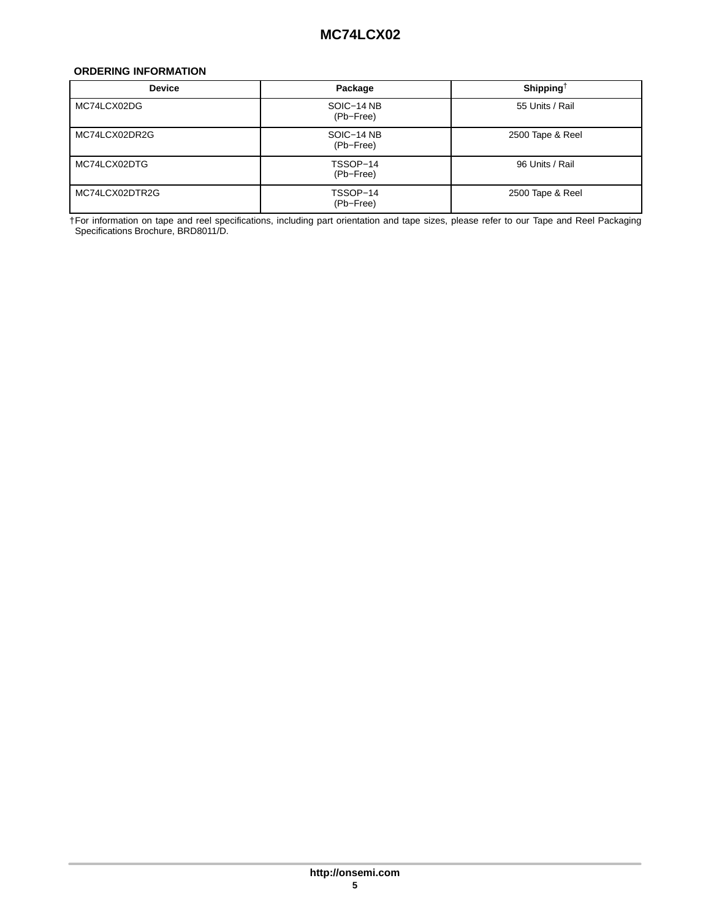## ORDERING INFORMATION

| Device | Package | Shipping[†] |
|---|---|---|
| MC74LCX02DG | SOIC−14 NB (Pb−Free) | 55 Units / Rail |
| MC74LCX02DR2G | SOIC−14 NB (Pb−Free) | 2500 Tape & Reel |
| MC74LCX02DTG | TSSOP−14 (Pb−Free) | 96 Units / Rail |
| MC74LCX02DTR2G | TSSOP−14 (Pb−Free) | 2500 Tape & Reel |

†For information on tape and reel specifications, including part orientation and tape sizes, please refer to our Tape and Reel Packaging Specifications Brochure, BRD8011/D.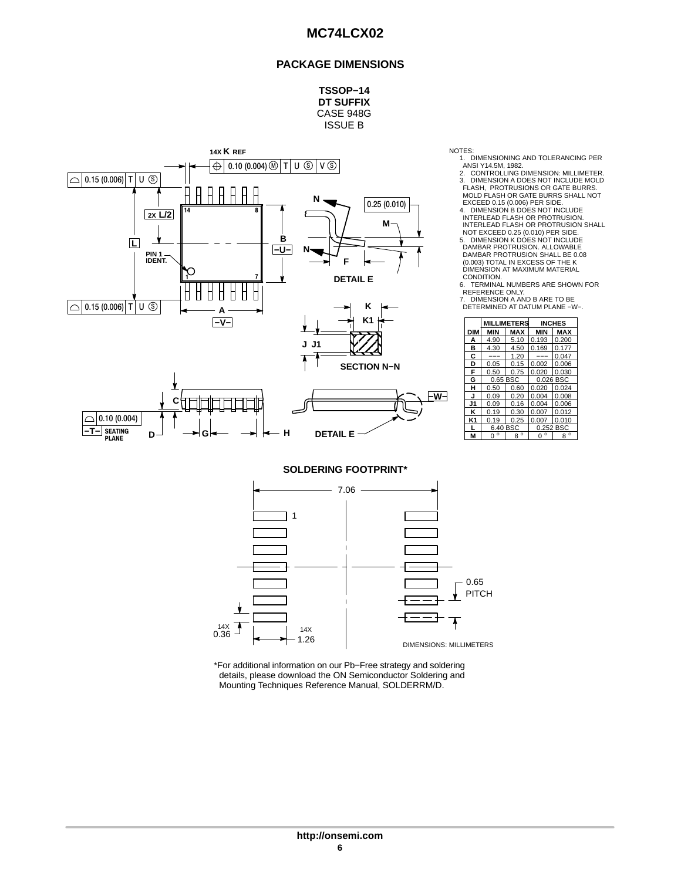## PACKAGE DIMENSIONS

**TSSOP−14**
**DT SUFFIX**
CASE 948G
ISSUE B

NOTES:
1. DIMENSIONING AND TOLERANCING PER ANSI Y14.5M, 1982.
2. CONTROLLING DIMENSION: MILLIMETER.
3. DIMENSION A DOES NOT INCLUDE MOLD FLASH, PROTRUSIONS OR GATE BURRS. MOLD FLASH OR GATE BURRS SHALL NOT EXCEED 0.15 (0.006) PER SIDE.
4. DIMENSION B DOES NOT INCLUDE INTERLEAD FLASH OR PROTRUSION. INTERLEAD FLASH OR PROTRUSION SHALL NOT EXCEED 0.25 (0.010) PER SIDE.
5. DIMENSION K DOES NOT INCLUDE DAMBAR PROTRUSION. ALLOWABLE DAMBAR PROTRUSION SHALL BE 0.08 (0.003) TOTAL IN EXCESS OF THE K DIMENSION AT MAXIMUM MATERIAL CONDITION.
6. TERMINAL NUMBERS ARE SHOWN FOR REFERENCE ONLY.
7. DIMENSION A AND B ARE TO BE DETERMINED AT DATUM PLANE −W−.

| DIM | MILLIMETERS MIN | MILLIMETERS MAX | INCHES MIN | INCHES MAX |
|---|---|---|---|---|
| A | 4.90 | 5.10 | 0.193 | 0.200 |
| B | 4.30 | 4.50 | 0.169 | 0.177 |
| C | −−− | 1.20 | −−− | 0.047 |
| D | 0.05 | 0.15 | 0.002 | 0.006 |
| F | 0.50 | 0.75 | 0.020 | 0.030 |
| G | 0.65 BSC | | 0.026 BSC | |
| H | 0.50 | 0.60 | 0.020 | 0.024 |
| J | 0.09 | 0.20 | 0.004 | 0.008 |
| J1 | 0.09 | 0.16 | 0.004 | 0.006 |
| K | 0.19 | 0.30 | 0.007 | 0.012 |
| K1 | 0.19 | 0.25 | 0.007 | 0.010 |
| L | 6.40 BSC | | 0.252 BSC | |
| M | 0° | 8° | 0° | 8° |

### SOLDERING FOOTPRINT*

7.06
0.65 PITCH
14X 0.36
14X 1.26
DIMENSIONS: MILLIMETERS

*For additional information on our Pb−Free strategy and soldering details, please download the ON Semiconductor Soldering and Mounting Techniques Reference Manual, SOLDERRM/D.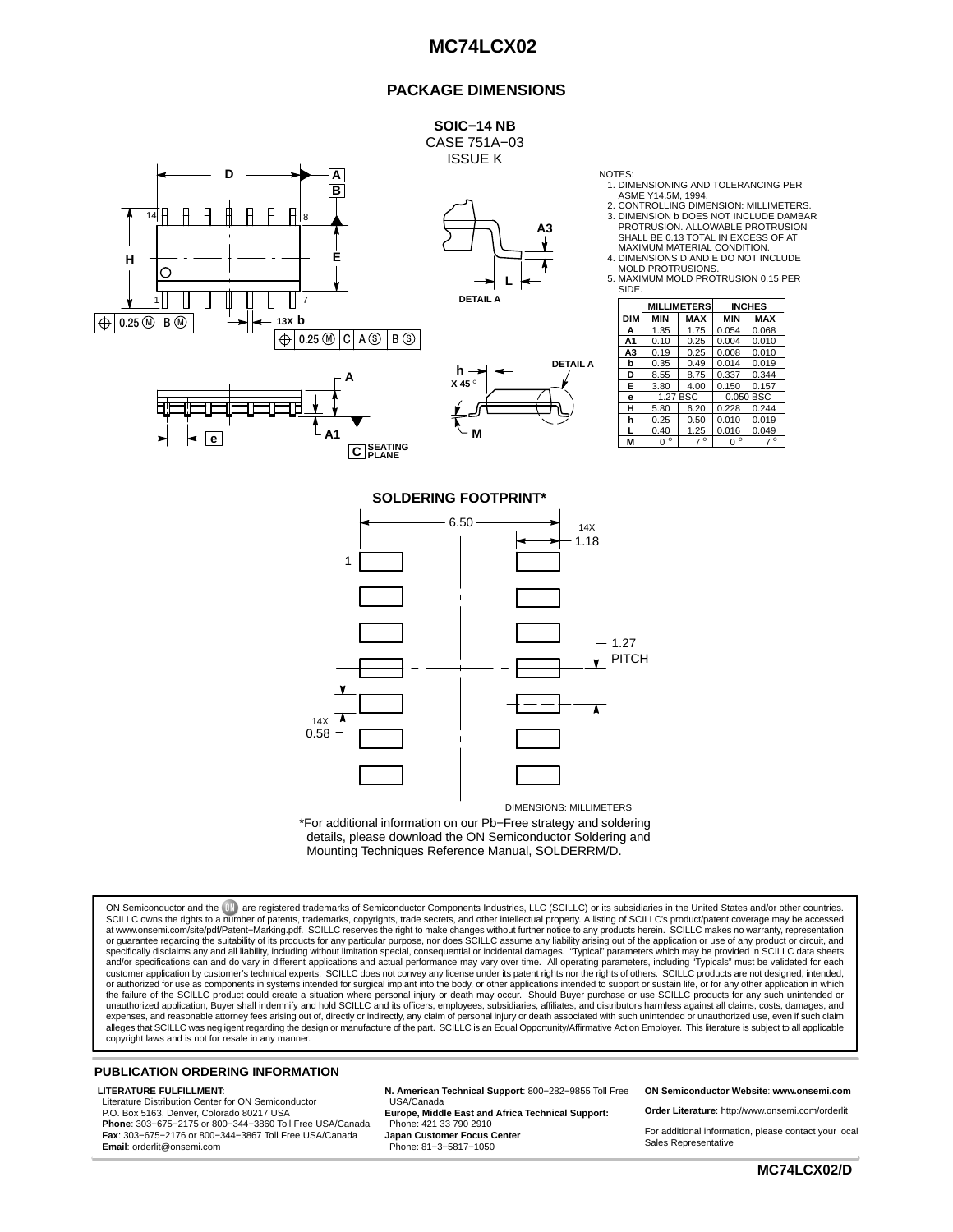## PACKAGE DIMENSIONS

**SOIC−14 NB**
CASE 751A−03
ISSUE K

NOTES:
1. DIMENSIONING AND TOLERANCING PER ASME Y14.5M, 1994.
2. CONTROLLING DIMENSION: MILLIMETERS.
3. DIMENSION b DOES NOT INCLUDE DAMBAR PROTRUSION. ALLOWABLE PROTRUSION SHALL BE 0.13 TOTAL IN EXCESS OF AT MAXIMUM MATERIAL CONDITION.
4. DIMENSIONS D AND E DO NOT INCLUDE MOLD PROTRUSIONS.
5. MAXIMUM MOLD PROTRUSION 0.15 PER SIDE.

| DIM | MILLIMETERS MIN | MILLIMETERS MAX | INCHES MIN | INCHES MAX |
|---|---|---|---|---|
| A | 1.35 | 1.75 | 0.054 | 0.068 |
| A1 | 0.10 | 0.25 | 0.004 | 0.010 |
| A3 | 0.19 | 0.25 | 0.008 | 0.010 |
| b | 0.35 | 0.49 | 0.014 | 0.019 |
| D | 8.55 | 8.75 | 0.337 | 0.344 |
| E | 3.80 | 4.00 | 0.150 | 0.157 |
| e | 1.27 BSC | | 0.050 BSC | |
| H | 5.80 | 6.20 | 0.228 | 0.244 |
| h | 0.25 | 0.50 | 0.010 | 0.019 |
| L | 0.40 | 1.25 | 0.016 | 0.049 |
| M | 0 ° | 7 ° | 0 ° | 7 ° |

D
A
B
14
8
H
E
1
7
0.25 Ⓜ B Ⓜ
13X b
0.25 Ⓜ C A Ⓢ B Ⓢ
A3
L
DETAIL A
h
X 45 °
DETAIL A
M
A
A1
e
C SEATING PLANE

**SOLDERING FOOTPRINT***

6.50
14X 1.18
1
1.27 PITCH
14X 0.58

DIMENSIONS: MILLIMETERS

*For additional information on our Pb−Free strategy and soldering details, please download the ON Semiconductor Soldering and Mounting Techniques Reference Manual, SOLDERRM/D.

ON Semiconductor and the ON logo are registered trademarks of Semiconductor Components Industries, LLC (SCILLC) or its subsidiaries in the United States and/or other countries. SCILLC owns the rights to a number of patents, trademarks, copyrights, trade secrets, and other intellectual property. A listing of SCILLC's product/patent coverage may be accessed at www.onsemi.com/site/pdf/Patent−Marking.pdf. SCILLC reserves the right to make changes without further notice to any products herein. SCILLC makes no warranty, representation or guarantee regarding the suitability of its products for any particular purpose, nor does SCILLC assume any liability arising out of the application or use of any product or circuit, and specifically disclaims any and all liability, including without limitation special, consequential or incidental damages. "Typical" parameters which may be provided in SCILLC data sheets and/or specifications can and do vary in different applications and actual performance may vary over time. All operating parameters, including "Typicals" must be validated for each customer application by customer's technical experts. SCILLC does not convey any license under its patent rights nor the rights of others. SCILLC products are not designed, intended, or authorized for use as components in systems intended for surgical implant into the body, or other applications intended to support or sustain life, or for any other application in which the failure of the SCILLC product could create a situation where personal injury or death may occur. Should Buyer purchase or use SCILLC products for any such unintended or unauthorized application, Buyer shall indemnify and hold SCILLC and its officers, employees, subsidiaries, affiliates, and distributors harmless against all claims, costs, damages, and expenses, and reasonable attorney fees arising out of, directly or indirectly, any claim of personal injury or death associated with such unintended or unauthorized use, even if such claim alleges that SCILLC was negligent regarding the design or manufacture of the part. SCILLC is an Equal Opportunity/Affirmative Action Employer. This literature is subject to all applicable copyright laws and is not for resale in any manner.

### PUBLICATION ORDERING INFORMATION

**LITERATURE FULFILLMENT**:
Literature Distribution Center for ON Semiconductor
P.O. Box 5163, Denver, Colorado 80217 USA
**Phone**: 303−675−2175 or 800−344−3860 Toll Free USA/Canada
**Fax**: 303−675−2176 or 800−344−3867 Toll Free USA/Canada
**Email**: orderlit@onsemi.com

**N. American Technical Support**: 800−282−9855 Toll Free USA/Canada
**Europe, Middle East and Africa Technical Support:**
Phone: 421 33 790 2910
**Japan Customer Focus Center**
Phone: 81−3−5817−1050

**ON Semiconductor Website**: **www.onsemi.com**

**Order Literature**: http://www.onsemi.com/orderlit

For additional information, please contact your local Sales Representative

**MC74LCX02/D**